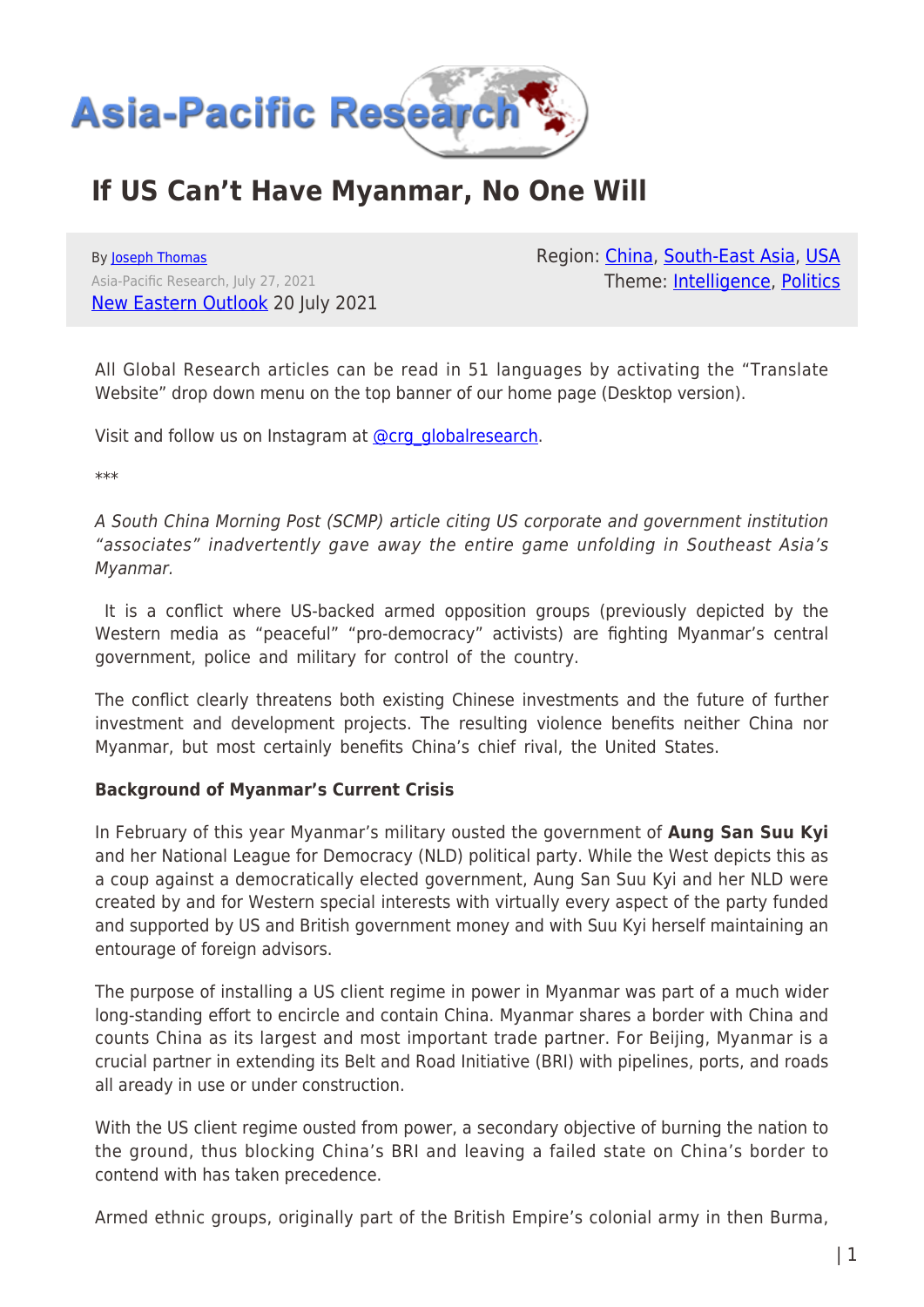# If US Can't Have Myanmar, No One Will

By Joseph Thomas
Asia-Pacific Research, July 27, 2021
New Eastern Outlook 20 July 2021

Region: China, South-East Asia, USA
Theme: Intelligence, Politics

All Global Research articles can be read in 51 languages by activating the "Translate Website" drop down menu on the top banner of our home page (Desktop version).

Visit and follow us on Instagram at @crg_globalresearch.

***

*A South China Morning Post (SCMP) article citing US corporate and government institution "associates" inadvertently gave away the entire game unfolding in Southeast Asia's Myanmar.*

It is a conflict where US-backed armed opposition groups (previously depicted by the Western media as "peaceful" "pro-democracy" activists) are fighting Myanmar's central government, police and military for control of the country.

The conflict clearly threatens both existing Chinese investments and the future of further investment and development projects. The resulting violence benefits neither China nor Myanmar, but most certainly benefits China's chief rival, the United States.

**Background of Myanmar's Current Crisis**

In February of this year Myanmar's military ousted the government of **Aung San Suu Kyi** and her National League for Democracy (NLD) political party. While the West depicts this as a coup against a democratically elected government, Aung San Suu Kyi and her NLD were created by and for Western special interests with virtually every aspect of the party funded and supported by US and British government money and with Suu Kyi herself maintaining an entourage of foreign advisors.

The purpose of installing a US client regime in power in Myanmar was part of a much wider long-standing effort to encircle and contain China. Myanmar shares a border with China and counts China as its largest and most important trade partner. For Beijing, Myanmar is a crucial partner in extending its Belt and Road Initiative (BRI) with pipelines, ports, and roads all aready in use or under construction.

With the US client regime ousted from power, a secondary objective of burning the nation to the ground, thus blocking China's BRI and leaving a failed state on China's border to contend with has taken precedence.

Armed ethnic groups, originally part of the British Empire's colonial army in then Burma,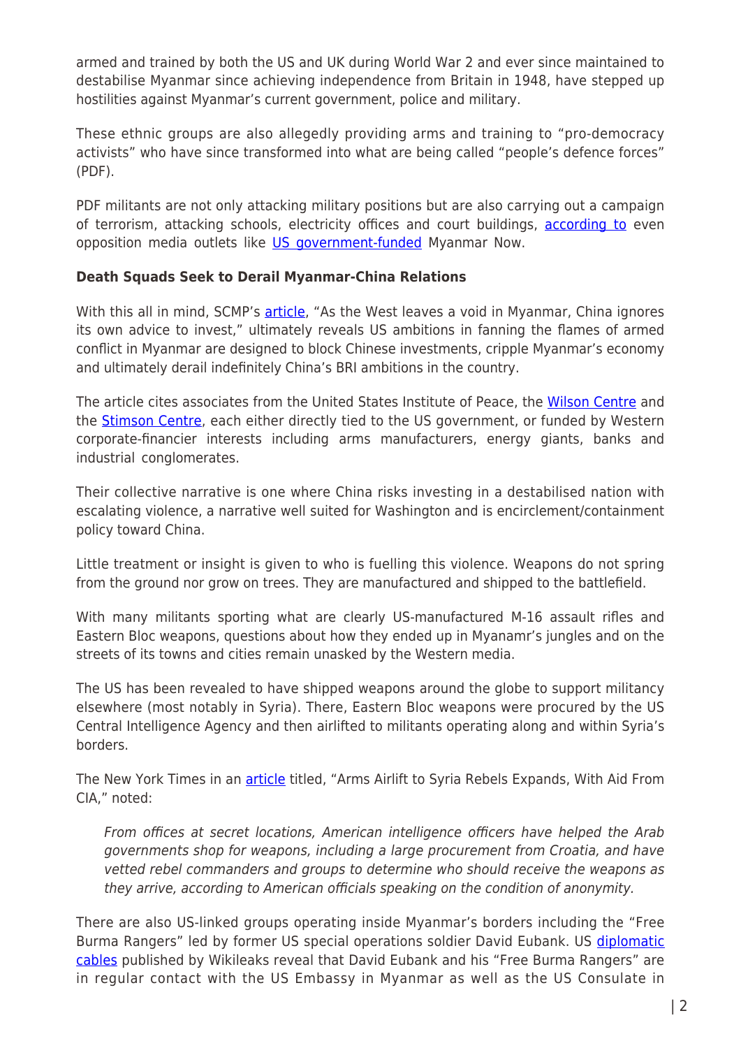armed and trained by both the US and UK during World War 2 and ever since maintained to destabilise Myanmar since achieving independence from Britain in 1948, have stepped up hostilities against Myanmar's current government, police and military.

These ethnic groups are also allegedly providing arms and training to "pro-democracy activists" who have since transformed into what are being called "people's defence forces" (PDF).

PDF militants are not only attacking military positions but are also carrying out a campaign of terrorism, attacking schools, electricity offices and court buildings, according to even opposition media outlets like US government-funded Myanmar Now.

**Death Squads Seek to Derail Myanmar-China Relations**

With this all in mind, SCMP's article, "As the West leaves a void in Myanmar, China ignores its own advice to invest," ultimately reveals US ambitions in fanning the flames of armed conflict in Myanmar are designed to block Chinese investments, cripple Myanmar's economy and ultimately derail indefinitely China's BRI ambitions in the country.

The article cites associates from the United States Institute of Peace, the Wilson Centre and the Stimson Centre, each either directly tied to the US government, or funded by Western corporate-financier interests including arms manufacturers, energy giants, banks and industrial conglomerates.

Their collective narrative is one where China risks investing in a destabilised nation with escalating violence, a narrative well suited for Washington and is encirclement/containment policy toward China.

Little treatment or insight is given to who is fuelling this violence. Weapons do not spring from the ground nor grow on trees. They are manufactured and shipped to the battlefield.

With many militants sporting what are clearly US-manufactured M-16 assault rifles and Eastern Bloc weapons, questions about how they ended up in Myanamr's jungles and on the streets of its towns and cities remain unasked by the Western media.

The US has been revealed to have shipped weapons around the globe to support militancy elsewhere (most notably in Syria). There, Eastern Bloc weapons were procured by the US Central Intelligence Agency and then airlifted to militants operating along and within Syria's borders.

The New York Times in an article titled, "Arms Airlift to Syria Rebels Expands, With Aid From CIA," noted:

> *From offices at secret locations, American intelligence officers have helped the Arab governments shop for weapons, including a large procurement from Croatia, and have vetted rebel commanders and groups to determine who should receive the weapons as they arrive, according to American officials speaking on the condition of anonymity.*

There are also US-linked groups operating inside Myanmar's borders including the "Free Burma Rangers" led by former US special operations soldier David Eubank. US diplomatic cables published by Wikileaks reveal that David Eubank and his "Free Burma Rangers" are in regular contact with the US Embassy in Myanmar as well as the US Consulate in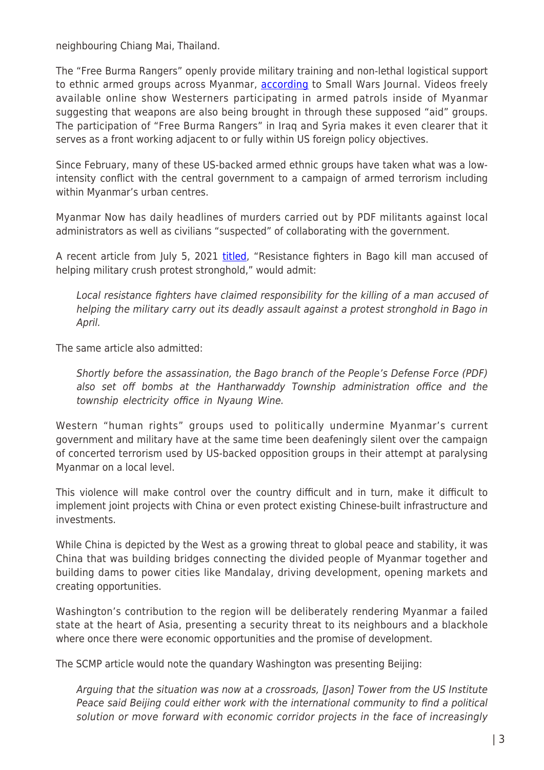neighbouring Chiang Mai, Thailand.

The "Free Burma Rangers" openly provide military training and non-lethal logistical support to ethnic armed groups across Myanmar, according to Small Wars Journal. Videos freely available online show Westerners participating in armed patrols inside of Myanmar suggesting that weapons are also being brought in through these supposed "aid" groups. The participation of "Free Burma Rangers" in Iraq and Syria makes it even clearer that it serves as a front working adjacent to or fully within US foreign policy objectives.

Since February, many of these US-backed armed ethnic groups have taken what was a low-intensity conflict with the central government to a campaign of armed terrorism including within Myanmar's urban centres.

Myanmar Now has daily headlines of murders carried out by PDF militants against local administrators as well as civilians "suspected" of collaborating with the government.

A recent article from July 5, 2021 titled, "Resistance fighters in Bago kill man accused of helping military crush protest stronghold," would admit:

> *Local resistance fighters have claimed responsibility for the killing of a man accused of helping the military carry out its deadly assault against a protest stronghold in Bago in April.*

The same article also admitted:

> *Shortly before the assassination, the Bago branch of the People's Defense Force (PDF) also set off bombs at the Hantharwaddy Township administration office and the township electricity office in Nyaung Wine.*

Western "human rights" groups used to politically undermine Myanmar's current government and military have at the same time been deafeningly silent over the campaign of concerted terrorism used by US-backed opposition groups in their attempt at paralysing Myanmar on a local level.

This violence will make control over the country difficult and in turn, make it difficult to implement joint projects with China or even protect existing Chinese-built infrastructure and investments.

While China is depicted by the West as a growing threat to global peace and stability, it was China that was building bridges connecting the divided people of Myanmar together and building dams to power cities like Mandalay, driving development, opening markets and creating opportunities.

Washington's contribution to the region will be deliberately rendering Myanmar a failed state at the heart of Asia, presenting a security threat to its neighbours and a blackhole where once there were economic opportunities and the promise of development.

The SCMP article would note the quandary Washington was presenting Beijing:

> *Arguing that the situation was now at a crossroads, [Jason] Tower from the US Institute Peace said Beijing could either work with the international community to find a political solution or move forward with economic corridor projects in the face of increasingly*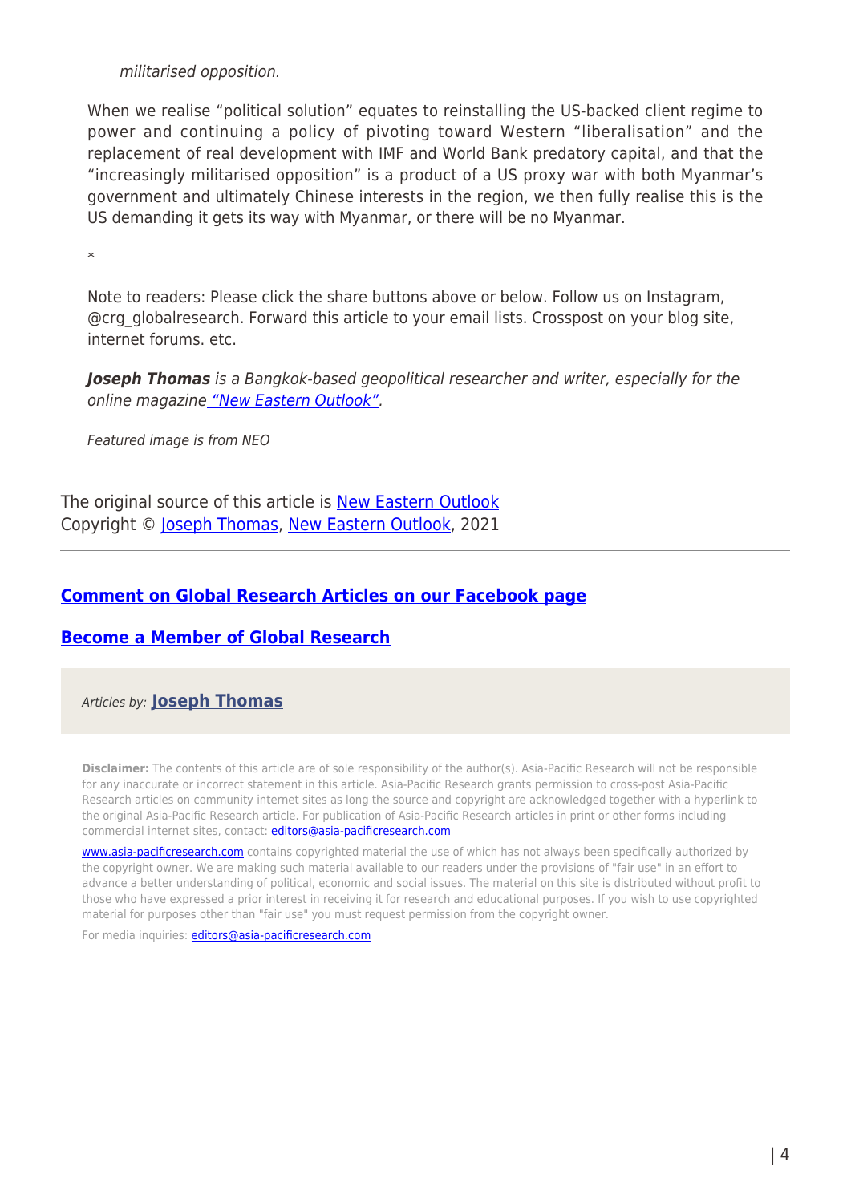*militarised opposition.*

When we realise "political solution" equates to reinstalling the US-backed client regime to power and continuing a policy of pivoting toward Western "liberalisation" and the replacement of real development with IMF and World Bank predatory capital, and that the "increasingly militarised opposition" is a product of a US proxy war with both Myanmar's government and ultimately Chinese interests in the region, we then fully realise this is the US demanding it gets its way with Myanmar, or there will be no Myanmar.

*

Note to readers: Please click the share buttons above or below. Follow us on Instagram, @crg_globalresearch. Forward this article to your email lists. Crosspost on your blog site, internet forums. etc.

***Joseph Thomas** is a Bangkok-based geopolitical researcher and writer, especially for the online magazine "New Eastern Outlook".*

*Featured image is from NEO*

The original source of this article is New Eastern Outlook
Copyright © Joseph Thomas, New Eastern Outlook, 2021

---

**Comment on Global Research Articles on our Facebook page**

**Become a Member of Global Research**

*Articles by:* **Joseph Thomas**

**Disclaimer:** The contents of this article are of sole responsibility of the author(s). Asia-Pacific Research will not be responsible for any inaccurate or incorrect statement in this article. Asia-Pacific Research grants permission to cross-post Asia-Pacific Research articles on community internet sites as long the source and copyright are acknowledged together with a hyperlink to the original Asia-Pacific Research article. For publication of Asia-Pacific Research articles in print or other forms including commercial internet sites, contact: editors@asia-pacificresearch.com

www.asia-pacificresearch.com contains copyrighted material the use of which has not always been specifically authorized by the copyright owner. We are making such material available to our readers under the provisions of "fair use" in an effort to advance a better understanding of political, economic and social issues. The material on this site is distributed without profit to those who have expressed a prior interest in receiving it for research and educational purposes. If you wish to use copyrighted material for purposes other than "fair use" you must request permission from the copyright owner.

For media inquiries: editors@asia-pacificresearch.com